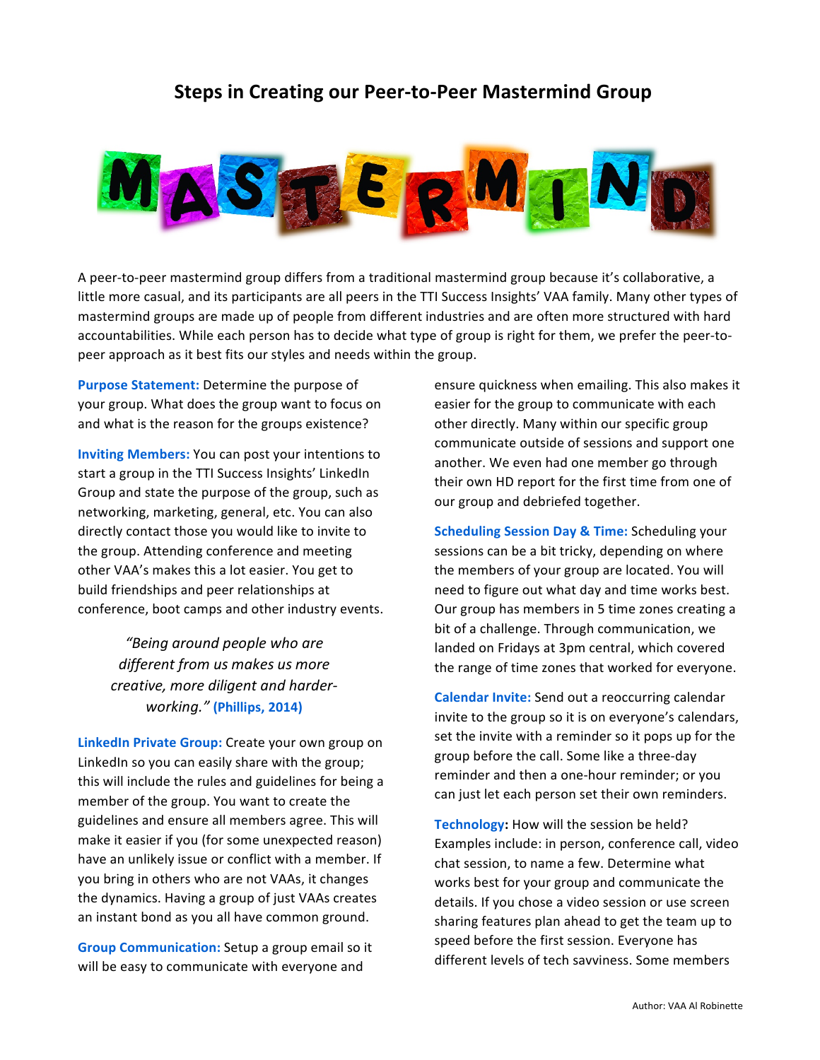# Steps in Creating our Peer-to-Peer Mastermind Group

A peer-to-peer mastermind group differs from a traditional mastermind group because it's collaborative, a little more casual, and its participants are all peers in the TTI Success Insights' VAA family. Many other types of mastermind groups are made up of people from different industries and are often more structured with hard accountabilities. While each person has to decide what type of group is right for them, we prefer the peer-to-peer approach as it best fits our styles and needs within the group.

**Purpose Statement:** Determine the purpose of your group. What does the group want to focus on and what is the reason for the groups existence?

**Inviting Members:** You can post your intentions to start a group in the TTI Success Insights' LinkedIn Group and state the purpose of the group, such as networking, marketing, general, etc. You can also directly contact those you would like to invite to the group. Attending conference and meeting other VAA's makes this a lot easier. You get to build friendships and peer relationships at conference, boot camps and other industry events.

> *"Being around people who are different from us makes us more creative, more diligent and harder-working."* **(Phillips, 2014)**

**LinkedIn Private Group:** Create your own group on LinkedIn so you can easily share with the group; this will include the rules and guidelines for being a member of the group. You want to create the guidelines and ensure all members agree. This will make it easier if you (for some unexpected reason) have an unlikely issue or conflict with a member. If you bring in others who are not VAAs, it changes the dynamics. Having a group of just VAAs creates an instant bond as you all have common ground.

**Group Communication:** Setup a group email so it will be easy to communicate with everyone and ensure quickness when emailing. This also makes it easier for the group to communicate with each other directly. Many within our specific group communicate outside of sessions and support one another. We even had one member go through their own HD report for the first time from one of our group and debriefed together.

**Scheduling Session Day & Time:** Scheduling your sessions can be a bit tricky, depending on where the members of your group are located. You will need to figure out what day and time works best. Our group has members in 5 time zones creating a bit of a challenge. Through communication, we landed on Fridays at 3pm central, which covered the range of time zones that worked for everyone.

**Calendar Invite:** Send out a reoccurring calendar invite to the group so it is on everyone's calendars, set the invite with a reminder so it pops up for the group before the call. Some like a three-day reminder and then a one-hour reminder; or you can just let each person set their own reminders.

**Technology:** How will the session be held? Examples include: in person, conference call, video chat session, to name a few. Determine what works best for your group and communicate the details. If you chose a video session or use screen sharing features plan ahead to get the team up to speed before the first session. Everyone has different levels of tech savviness. Some members

Author: VAA Al Robinette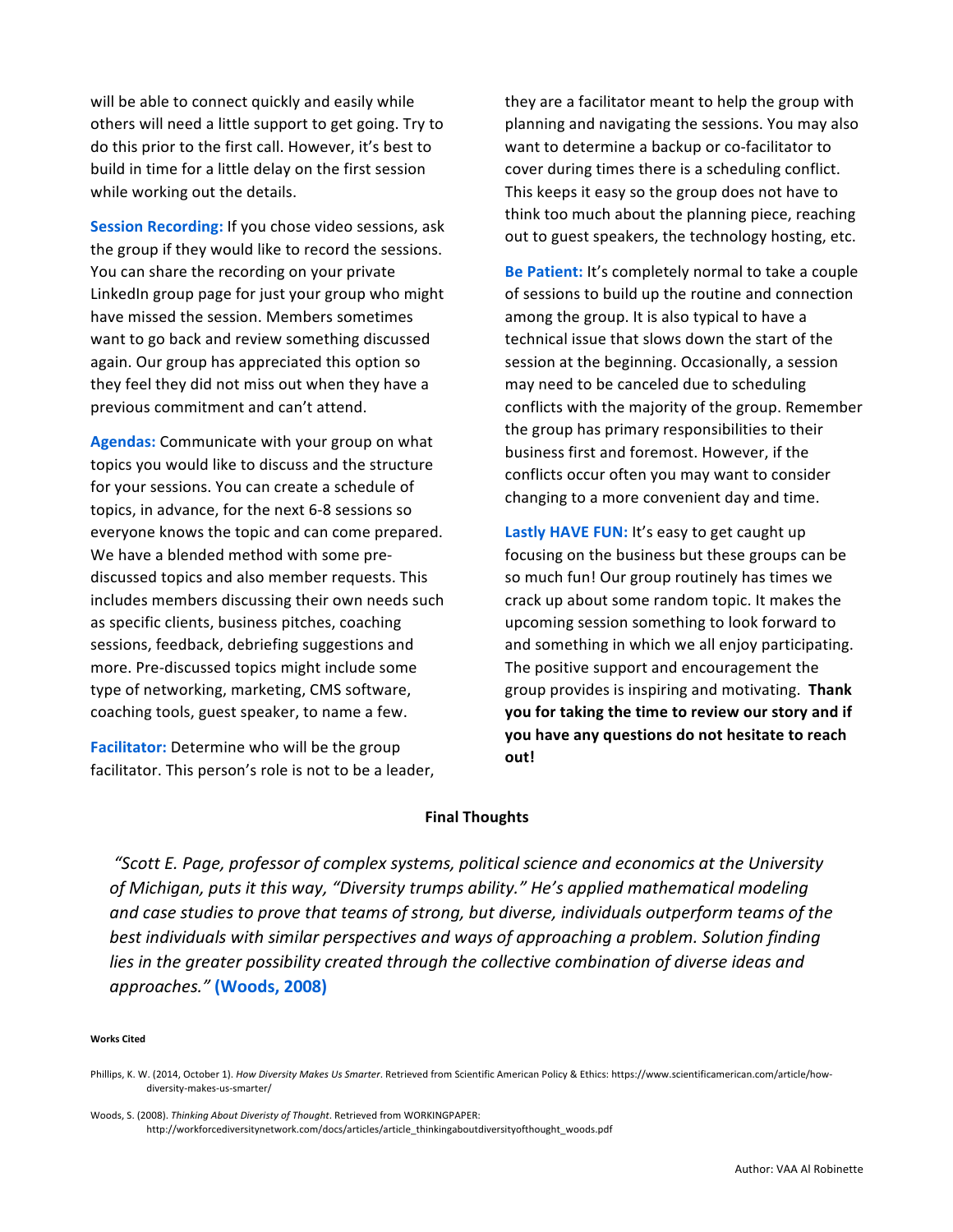will be able to connect quickly and easily while others will need a little support to get going. Try to do this prior to the first call. However, it's best to build in time for a little delay on the first session while working out the details.

**Session Recording:** If you chose video sessions, ask the group if they would like to record the sessions. You can share the recording on your private LinkedIn group page for just your group who might have missed the session. Members sometimes want to go back and review something discussed again. Our group has appreciated this option so they feel they did not miss out when they have a previous commitment and can't attend.

**Agendas:** Communicate with your group on what topics you would like to discuss and the structure for your sessions. You can create a schedule of topics, in advance, for the next 6-8 sessions so everyone knows the topic and can come prepared. We have a blended method with some pre-discussed topics and also member requests. This includes members discussing their own needs such as specific clients, business pitches, coaching sessions, feedback, debriefing suggestions and more. Pre-discussed topics might include some type of networking, marketing, CMS software, coaching tools, guest speaker, to name a few.

**Facilitator:** Determine who will be the group facilitator. This person's role is not to be a leader, they are a facilitator meant to help the group with planning and navigating the sessions. You may also want to determine a backup or co-facilitator to cover during times there is a scheduling conflict. This keeps it easy so the group does not have to think too much about the planning piece, reaching out to guest speakers, the technology hosting, etc.

**Be Patient:** It's completely normal to take a couple of sessions to build up the routine and connection among the group. It is also typical to have a technical issue that slows down the start of the session at the beginning. Occasionally, a session may need to be canceled due to scheduling conflicts with the majority of the group. Remember the group has primary responsibilities to their business first and foremost. However, if the conflicts occur often you may want to consider changing to a more convenient day and time.

**Lastly HAVE FUN:** It's easy to get caught up focusing on the business but these groups can be so much fun! Our group routinely has times we crack up about some random topic. It makes the upcoming session something to look forward to and something in which we all enjoy participating. The positive support and encouragement the group provides is inspiring and motivating. **Thank you for taking the time to review our story and if you have any questions do not hesitate to reach out!**

**Final Thoughts**

*"Scott E. Page, professor of complex systems, political science and economics at the University of Michigan, puts it this way, "Diversity trumps ability." He's applied mathematical modeling and case studies to prove that teams of strong, but diverse, individuals outperform teams of the best individuals with similar perspectives and ways of approaching a problem. Solution finding lies in the greater possibility created through the collective combination of diverse ideas and approaches."* **(Woods, 2008)**

**Works Cited**

Phillips, K. W. (2014, October 1). *How Diversity Makes Us Smarter*. Retrieved from Scientific American Policy & Ethics: https://www.scientificamerican.com/article/how-diversity-makes-us-smarter/

Woods, S. (2008). *Thinking About Diveristy of Thought*. Retrieved from WORKINGPAPER: http://workforcediversitynetwork.com/docs/articles/article_thinkingaboutdiversityofthought_woods.pdf

Author: VAA Al Robinette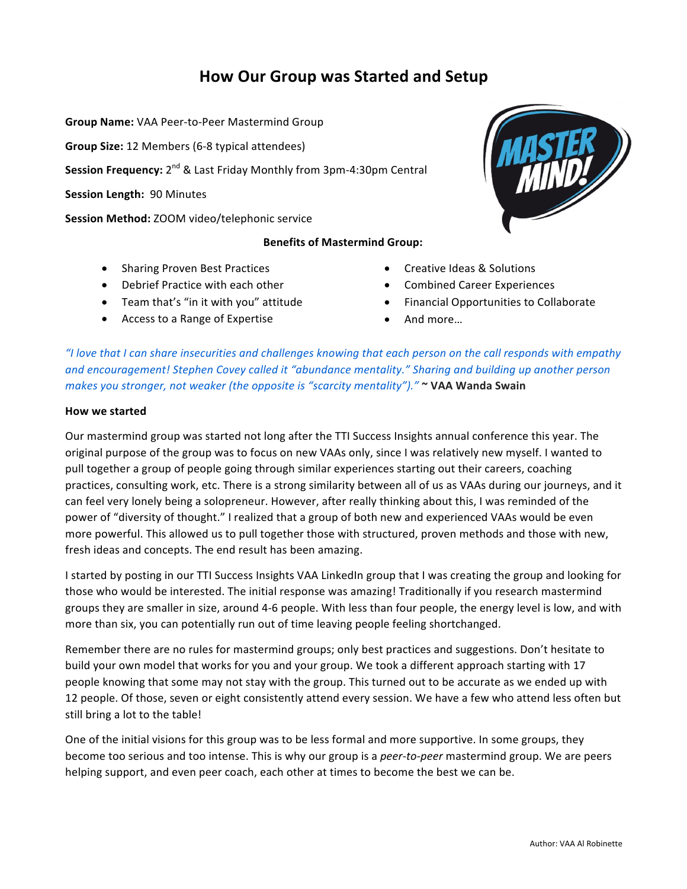# How Our Group was Started and Setup

**Group Name:** VAA Peer-to-Peer Mastermind Group

**Group Size:** 12 Members (6-8 typical attendees)

**Session Frequency:** 2nd & Last Friday Monthly from 3pm-4:30pm Central

**Session Length:** 90 Minutes

**Session Method:** ZOOM video/telephonic service

**Benefits of Mastermind Group:**

- Sharing Proven Best Practices
- Debrief Practice with each other
- Team that's "in it with you" attitude
- Access to a Range of Expertise
- Creative Ideas & Solutions
- Combined Career Experiences
- Financial Opportunities to Collaborate
- And more…

*"I love that I can share insecurities and challenges knowing that each person on the call responds with empathy and encouragement! Stephen Covey called it "abundance mentality." Sharing and building up another person makes you stronger, not weaker (the opposite is "scarcity mentality")."* **~ VAA Wanda Swain**

**How we started**

Our mastermind group was started not long after the TTI Success Insights annual conference this year. The original purpose of the group was to focus on new VAAs only, since I was relatively new myself. I wanted to pull together a group of people going through similar experiences starting out their careers, coaching practices, consulting work, etc. There is a strong similarity between all of us as VAAs during our journeys, and it can feel very lonely being a solopreneur. However, after really thinking about this, I was reminded of the power of "diversity of thought." I realized that a group of both new and experienced VAAs would be even more powerful. This allowed us to pull together those with structured, proven methods and those with new, fresh ideas and concepts. The end result has been amazing.

I started by posting in our TTI Success Insights VAA LinkedIn group that I was creating the group and looking for those who would be interested. The initial response was amazing! Traditionally if you research mastermind groups they are smaller in size, around 4-6 people. With less than four people, the energy level is low, and with more than six, you can potentially run out of time leaving people feeling shortchanged.

Remember there are no rules for mastermind groups; only best practices and suggestions. Don't hesitate to build your own model that works for you and your group. We took a different approach starting with 17 people knowing that some may not stay with the group. This turned out to be accurate as we ended up with 12 people. Of those, seven or eight consistently attend every session. We have a few who attend less often but still bring a lot to the table!

One of the initial visions for this group was to be less formal and more supportive. In some groups, they become too serious and too intense. This is why our group is a *peer-to-peer* mastermind group. We are peers helping support, and even peer coach, each other at times to become the best we can be.

Author: VAA Al Robinette